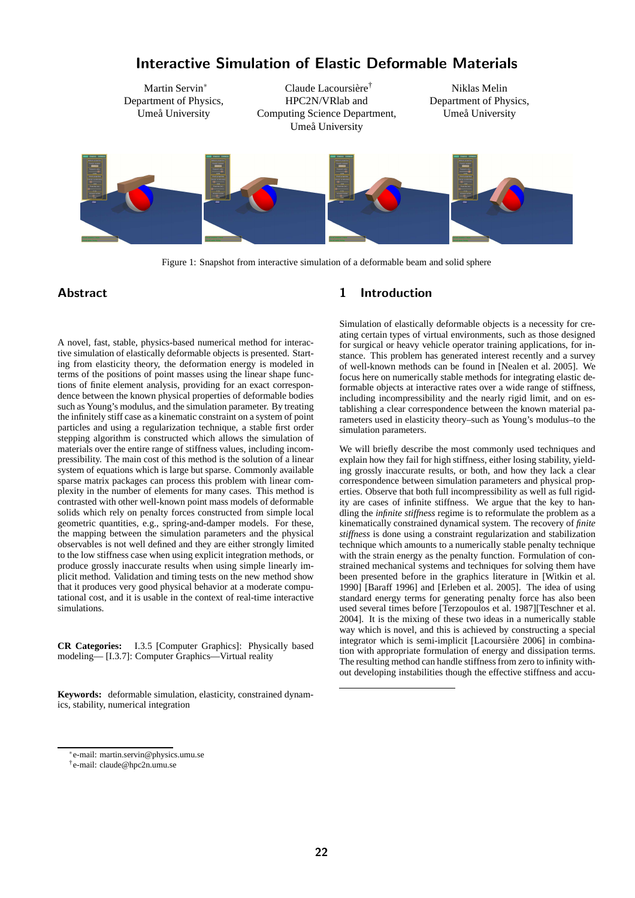# Interactive Simulation of Elastic Deformable Materials

Martin Servin*
Department of Physics,
Umeå University

Claude Lacoursière†
HPC2N/VRlab and
Computing Science Department,
Umeå University

Niklas Melin
Department of Physics,
Umeå University

Figure 1: Snapshot from interactive simulation of a deformable beam and solid sphere

## Abstract

A novel, fast, stable, physics-based numerical method for interactive simulation of elastically deformable objects is presented. Starting from elasticity theory, the deformation energy is modeled in terms of the positions of point masses using the linear shape functions of finite element analysis, providing for an exact correspondence between the known physical properties of deformable bodies such as Young's modulus, and the simulation parameter. By treating the infinitely stiff case as a kinematic constraint on a system of point particles and using a regularization technique, a stable first order stepping algorithm is constructed which allows the simulation of materials over the entire range of stiffness values, including incompressibility. The main cost of this method is the solution of a linear system of equations which is large but sparse. Commonly available sparse matrix packages can process this problem with linear complexity in the number of elements for many cases. This method is contrasted with other well-known point mass models of deformable solids which rely on penalty forces constructed from simple local geometric quantities, e.g., spring-and-damper models. For these, the mapping between the simulation parameters and the physical observables is not well defined and they are either strongly limited to the low stiffness case when using explicit integration methods, or produce grossly inaccurate results when using simple linearly implicit method. Validation and timing tests on the new method show that it produces very good physical behavior at a moderate computational cost, and it is usable in the context of real-time interactive simulations.

**CR Categories:** I.3.5 [Computer Graphics]: Physically based modeling— [I.3.7]: Computer Graphics—Virtual reality

**Keywords:** deformable simulation, elasticity, constrained dynamics, stability, numerical integration

## 1 Introduction

Simulation of elastically deformable objects is a necessity for creating certain types of virtual environments, such as those designed for surgical or heavy vehicle operator training applications, for instance. This problem has generated interest recently and a survey of well-known methods can be found in [Nealen et al. 2005]. We focus here on numerically stable methods for integrating elastic deformable objects at interactive rates over a wide range of stiffness, including incompressibility and the nearly rigid limit, and on establishing a clear correspondence between the known material parameters used in elasticity theory–such as Young's modulus–to the simulation parameters.

We will briefly describe the most commonly used techniques and explain how they fail for high stiffness, either losing stability, yielding grossly inaccurate results, or both, and how they lack a clear correspondence between simulation parameters and physical properties. Observe that both full incompressibility as well as full rigidity are cases of infinite stiffness. We argue that the key to handling the *infinite stiffness* regime is to reformulate the problem as a kinematically constrained dynamical system. The recovery of *finite stiffness* is done using a constraint regularization and stabilization technique which amounts to a numerically stable penalty technique with the strain energy as the penalty function. Formulation of constrained mechanical systems and techniques for solving them have been presented before in the graphics literature in [Witkin et al. 1990] [Baraff 1996] and [Erleben et al. 2005]. The idea of using standard energy terms for generating penalty force has also been used several times before [Terzopoulos et al. 1987][Teschner et al. 2004]. It is the mixing of these two ideas in a numerically stable way which is novel, and this is achieved by constructing a special integrator which is semi-implicit [Lacoursière 2006] in combination with appropriate formulation of energy and dissipation terms. The resulting method can handle stiffness from zero to infinity without developing instabilities though the effective stiffness and accu-

*e-mail: martin.servin@physics.umu.se
†e-mail: claude@hpc2n.umu.se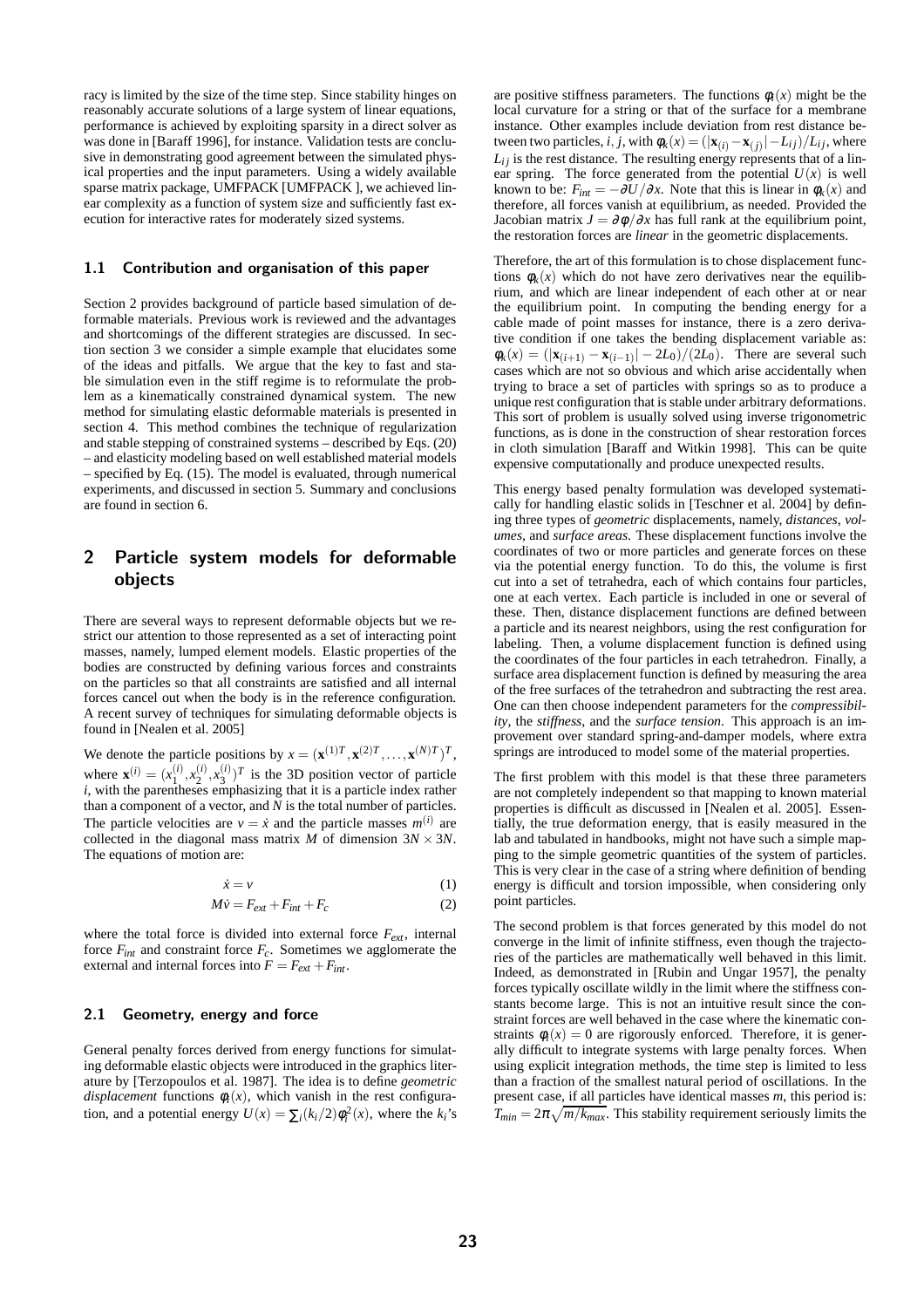racy is limited by the size of the time step. Since stability hinges on reasonably accurate solutions of a large system of linear equations, performance is achieved by exploiting sparsity in a direct solver as was done in [Baraff 1996], for instance. Validation tests are conclusive in demonstrating good agreement between the simulated physical properties and the input parameters. Using a widely available sparse matrix package, UMFPACK [UMFPACK ], we achieved linear complexity as a function of system size and sufficiently fast execution for interactive rates for moderately sized systems.

### 1.1 Contribution and organisation of this paper

Section 2 provides background of particle based simulation of deformable materials. Previous work is reviewed and the advantages and shortcomings of the different strategies are discussed. In section 3 we consider a simple example that elucidates some of the ideas and pitfalls. We argue that the key to fast and stable simulation even in the stiff regime is to reformulate the problem as a kinematically constrained dynamical system. The new method for simulating elastic deformable materials is presented in section 4. This method combines the technique of regularization and stable stepping of constrained systems – described by Eqs. (20) – and elasticity modeling based on well established material models – specified by Eq. (15). The model is evaluated, through numerical experiments, and discussed in section 5. Summary and conclusions are found in section 6.

## 2 Particle system models for deformable objects

There are several ways to represent deformable objects but we restrict our attention to those represented as a set of interacting point masses, namely, lumped element models. Elastic properties of the bodies are constructed by defining various forces and constraints on the particles so that all constraints are satisfied and all internal forces cancel out when the body is in the reference configuration. A recent survey of techniques for simulating deformable objects is found in [Nealen et al. 2005]

We denote the particle positions by $x = (\mathbf{x}^{(1)T}, \mathbf{x}^{(2)T}, \ldots, \mathbf{x}^{(N)T})^T$, where $\mathbf{x}^{(i)} = (x_1^{(i)}, x_2^{(i)}, x_3^{(i)})^T$ is the 3D position vector of particle $i$, with the parentheses emphasizing that it is a particle index rather than a component of a vector, and $N$ is the total number of particles. The particle velocities are $v = \dot{x}$ and the particle masses $m^{(i)}$ are collected in the diagonal mass matrix $M$ of dimension $3N \times 3N$. The equations of motion are:

$$\dot{x} = v \tag{1}$$

$$M\dot{v} = F_{ext} + F_{int} + F_c \tag{2}$$

where the total force is divided into external force $F_{ext}$, internal force $F_{int}$ and constraint force $F_c$. Sometimes we agglomerate the external and internal forces into $F = F_{ext} + F_{int}$.

### 2.1 Geometry, energy and force

General penalty forces derived from energy functions for simulating deformable elastic objects were introduced in the graphics literature by [Terzopoulos et al. 1987]. The idea is to define *geometric displacement* functions $\phi_i(x)$, which vanish in the rest configuration, and a potential energy $U(x) = \sum_i (k_i/2)\phi_i^2(x)$, where the $k_i$'s are positive stiffness parameters. The functions $\phi_i(x)$ might be the local curvature for a string or that of the surface for a membrane instance. Other examples include deviation from rest distance between two particles, $i, j$, with $\phi_k(x) = (|\mathbf{x}_{(i)} - \mathbf{x}_{(j)}| - L_{ij})/L_{ij}$, where $L_{ij}$ is the rest distance. The resulting energy represents that of a linear spring. The force generated from the potential $U(x)$ is well known to be: $F_{int} = -\partial U/\partial x$. Note that this is linear in $\phi_k(x)$ and therefore, all forces vanish at equilibrium, as needed. Provided the Jacobian matrix $J = \partial \phi / \partial x$ has full rank at the equilibrium point, the restoration forces are *linear* in the geometric displacements.

Therefore, the art of this formulation is to chose displacement functions $\phi_k(x)$ which do not have zero derivatives near the equilibrium, and which are linear independent of each other at or near the equilibrium point. In computing the bending energy for a cable made of point masses for instance, there is a zero derivative condition if one takes the bending displacement variable as: $\phi_k(x) = (|\mathbf{x}_{(i+1)} - \mathbf{x}_{(i-1)}| - 2L_0)/(2L_0)$. There are several such cases which are not so obvious and which arise accidentally when trying to brace a set of particles with springs so as to produce a unique rest configuration that is stable under arbitrary deformations. This sort of problem is usually solved using inverse trigonometric functions, as is done in the construction of shear restoration forces in cloth simulation [Baraff and Witkin 1998]. This can be quite expensive computationally and produce unexpected results.

This energy based penalty formulation was developed systematically for handling elastic solids in [Teschner et al. 2004] by defining three types of *geometric* displacements, namely, *distances*, *volumes*, and *surface areas*. These displacement functions involve the coordinates of two or more particles and generate forces on these via the potential energy function. To do this, the volume is first cut into a set of tetrahedra, each of which contains four particles, one at each vertex. Each particle is included in one or several of these. Then, distance displacement functions are defined between a particle and its nearest neighbors, using the rest configuration for labeling. Then, a volume displacement function is defined using the coordinates of the four particles in each tetrahedron. Finally, a surface area displacement function is defined by measuring the area of the free surfaces of the tetrahedron and subtracting the rest area. One can then choose independent parameters for the *compressibility*, the *stiffness*, and the *surface tension*. This approach is an improvement over standard spring-and-damper models, where extra springs are introduced to model some of the material properties.

The first problem with this model is that these three parameters are not completely independent so that mapping to known material properties is difficult as discussed in [Nealen et al. 2005]. Essentially, the true deformation energy, that is easily measured in the lab and tabulated in handbooks, might not have such a simple mapping to the simple geometric quantities of the system of particles. This is very clear in the case of a string where definition of bending energy is difficult and torsion impossible, when considering only point particles.

The second problem is that forces generated by this model do not converge in the limit of infinite stiffness, even though the trajectories of the particles are mathematically well behaved in this limit. Indeed, as demonstrated in [Rubin and Ungar 1957], the penalty forces typically oscillate wildly in the limit where the stiffness constants become large. This is not an intuitive result since the constraint forces are well behaved in the case where the kinematic constraints $\phi_i(x) = 0$ are rigorously enforced. Therefore, it is generally difficult to integrate systems with large penalty forces. When using explicit integration methods, the time step is limited to less than a fraction of the smallest natural period of oscillations. In the present case, if all particles have identical masses $m$, this period is: $T_{min} = 2\pi\sqrt{m/k_{max}}$. This stability requirement seriously limits the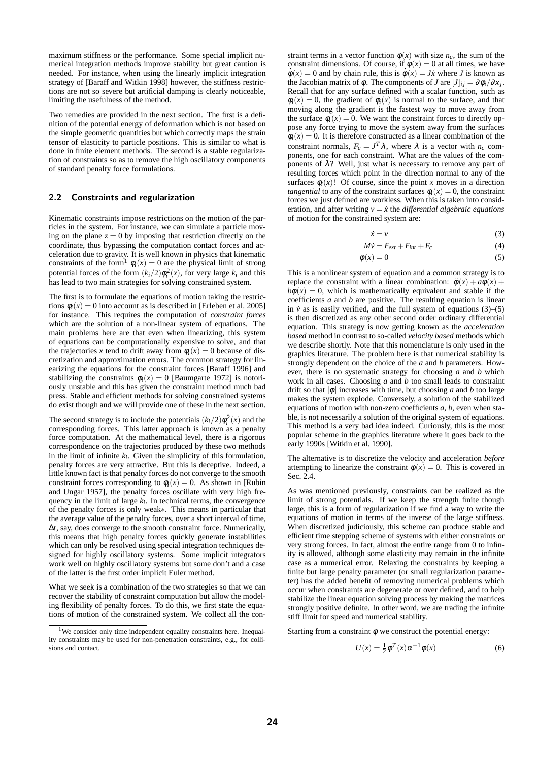maximum stiffness or the performance. Some special implicit numerical integration methods improve stability but great caution is needed. For instance, when using the linearly implicit integration strategy of [Baraff and Witkin 1998] however, the stiffness restrictions are not so severe but artificial damping is clearly noticeable, limiting the usefulness of the method.

Two remedies are provided in the next section. The first is a definition of the potential energy of deformation which is not based on the simple geometric quantities but which correctly maps the strain tensor of elasticity to particle positions. This is similar to what is done in finite element methods. The second is a stable regularization of constraints so as to remove the high oscillatory components of standard penalty force formulations.

## 2.2 Constraints and regularization

Kinematic constraints impose restrictions on the motion of the particles in the system. For instance, we can simulate a particle moving on the plane $z = 0$ by imposing that restriction directly on the coordinate, thus bypassing the computation contact forces and acceleration due to gravity. It is well known in physics that kinematic constraints of the form[1] $\phi_i(x) = 0$ are the physical limit of strong potential forces of the form $(k_i/2)\phi_i^2(x)$, for very large $k_i$ and this has lead to two main strategies for solving constrained system.

The first is to formulate the equations of motion taking the restrictions $\phi_i(x) = 0$ into account as is described in [Erleben et al. 2005] for instance. This requires the computation of *constraint forces* which are the solution of a non-linear system of equations. The main problems here are that even when linearizing, this system of equations can be computationally expensive to solve, and that the trajectories $x$ tend to drift away from $\phi_i(x) = 0$ because of discretization and approximation errors. The common strategy for linearizing the equations for the constraint forces [Baraff 1996] and stabilizing the constraints $\phi_i(x) = 0$ [Baumgarte 1972] is notoriously unstable and this has given the constraint method much bad press. Stable and efficient methods for solving constrained systems do exist though and we will provide one of these in the next section.

The second strategy is to include the potentials $(k_i/2)\phi_i^2(x)$ and the corresponding forces. This latter approach is known as a penalty force computation. At the mathematical level, there is a rigorous correspondence on the trajectories produced by these two methods in the limit of infinite $k_i$. Given the simplicity of this formulation, penalty forces are very attractive. But this is deceptive. Indeed, a little known fact is that penalty forces do not converge to the smooth constraint forces corresponding to $\phi_i(x) = 0$. As shown in [Rubin and Ungar 1957], the penalty forces oscillate with very high frequency in the limit of large $k_i$. In technical terms, the convergence of the penalty forces is only weak$*$. This means in particular that the average value of the penalty forces, over a short interval of time, $\Delta t$, say, does converge to the smooth constraint force. Numerically, this means that high penalty forces quickly generate instabilities which can only be resolved using special integration techniques designed for highly oscillatory systems. Some implicit integrators work well on highly oscillatory systems but some don't and a case of the latter is the first order implicit Euler method.

What we seek is a combination of the two strategies so that we can recover the stability of constraint computation but allow the modeling flexibility of penalty forces. To do this, we first state the equations of motion of the constrained system. We collect all the constraint terms in a vector function $\phi(x)$ with size $n_c$, the sum of the constraint dimensions. Of course, if $\phi(x) = 0$ at all times, we have $\dot{\phi}(x) = 0$ and by chain rule, this is $\dot{\phi}(x) = J\dot{x}$ where $J$ is known as the Jacobian matrix of $\phi$. The components of $J$ are $[J]_{ij} = \partial\phi_i/\partial x_j$. Recall that for any surface defined with a scalar function, such as $\phi_i(x) = 0$, the gradient of $\phi_i(x)$ is normal to the surface, and that moving along the gradient is the fastest way to move away from the surface $\phi_i(x) = 0$. We want the constraint forces to directly oppose any force trying to move the system away from the surfaces $\phi_i(x) = 0$. It is therefore constructed as a linear combination of the constraint normals, $F_c = J^T\lambda$, where $\lambda$ is a vector with $n_c$ components, one for each constraint. What are the values of the components of $\lambda$? Well, just what is necessary to remove any part of resulting forces which point in the direction normal to any of the surfaces $\phi_i(x)$! Of course, since the point $x$ moves in a direction *tangential* to any of the constraint surfaces $\phi_i(x) = 0$, the constraint forces we just defined are workless. When this is taken into consideration, and after writing $v = \dot{x}$ the *differential algebraic equations* of motion for the constrained system are:

$$\dot{x} = v \tag{3}$$

$$M\dot{v} = F_{ext} + F_{int} + F_c \tag{4}$$

$$\phi(x) = 0 \tag{5}$$

This is a nonlinear system of equation and a common strategy is to replace the constraint with a linear combination: $\ddot{\phi}(x) + a\dot{\phi}(x) + b\phi(x) = 0$, which is mathematically equivalent and stable if the coefficients $a$ and $b$ are positive. The resulting equation is linear in $\dot{v}$ as is easily verified, and the full system of equations (3)–(5) is then discretized as any other second order ordinary differential equation. This strategy is now getting known as the *acceleration based* method in contrast to so-called *velocity based* methods which we describe shortly. Note that this nomenclature is only used in the graphics literature. The problem here is that numerical stability is strongly dependent on the choice of the $a$ and $b$ parameters. However, there is no systematic strategy for choosing $a$ and $b$ which work in all cases. Choosing $a$ and $b$ too small leads to constraint drift so that $|\phi|$ increases with time, but choosing $a$ and $b$ too large makes the system explode. Conversely, a solution of the stabilized equations of motion with non-zero coefficients $a$, $b$, even when stable, is not necessarily a solution of the original system of equations. This method is a very bad idea indeed. Curiously, this is the most popular scheme in the graphics literature where it goes back to the early 1990s [Witkin et al. 1990].

The alternative is to discretize the velocity and acceleration *before* attempting to linearize the constraint $\phi(x) = 0$. This is covered in Sec. 2.4.

As was mentioned previously, constraints can be realized as the limit of strong potentials. If we keep the strength finite though large, this is a form of regularization if we find a way to write the equations of motion in terms of the inverse of the large stiffness. When discretized judiciously, this scheme can produce stable and efficient time stepping scheme of systems with either constraints or very strong forces. In fact, almost the entire range from 0 to infinity is allowed, although some elasticity may remain in the infinite case as a numerical error. Relaxing the constraints by keeping a finite but large penalty parameter (or small regularization parameter) has the added benefit of removing numerical problems which occur when constraints are degenerate or over defined, and to help stabilize the linear equation solving process by making the matrices strongly positive definite. In other word, we are trading the infinite stiff limit for speed and numerical stability.

Starting from a constraint $\phi$ we construct the potential energy:

$$U(x) = \tfrac{1}{2}\phi^T(x)\alpha^{-1}\phi(x) \tag{6}$$

[1] We consider only time independent equality constraints here. Inequality constraints may be used for non-penetration constraints, e.g., for collisions and contact.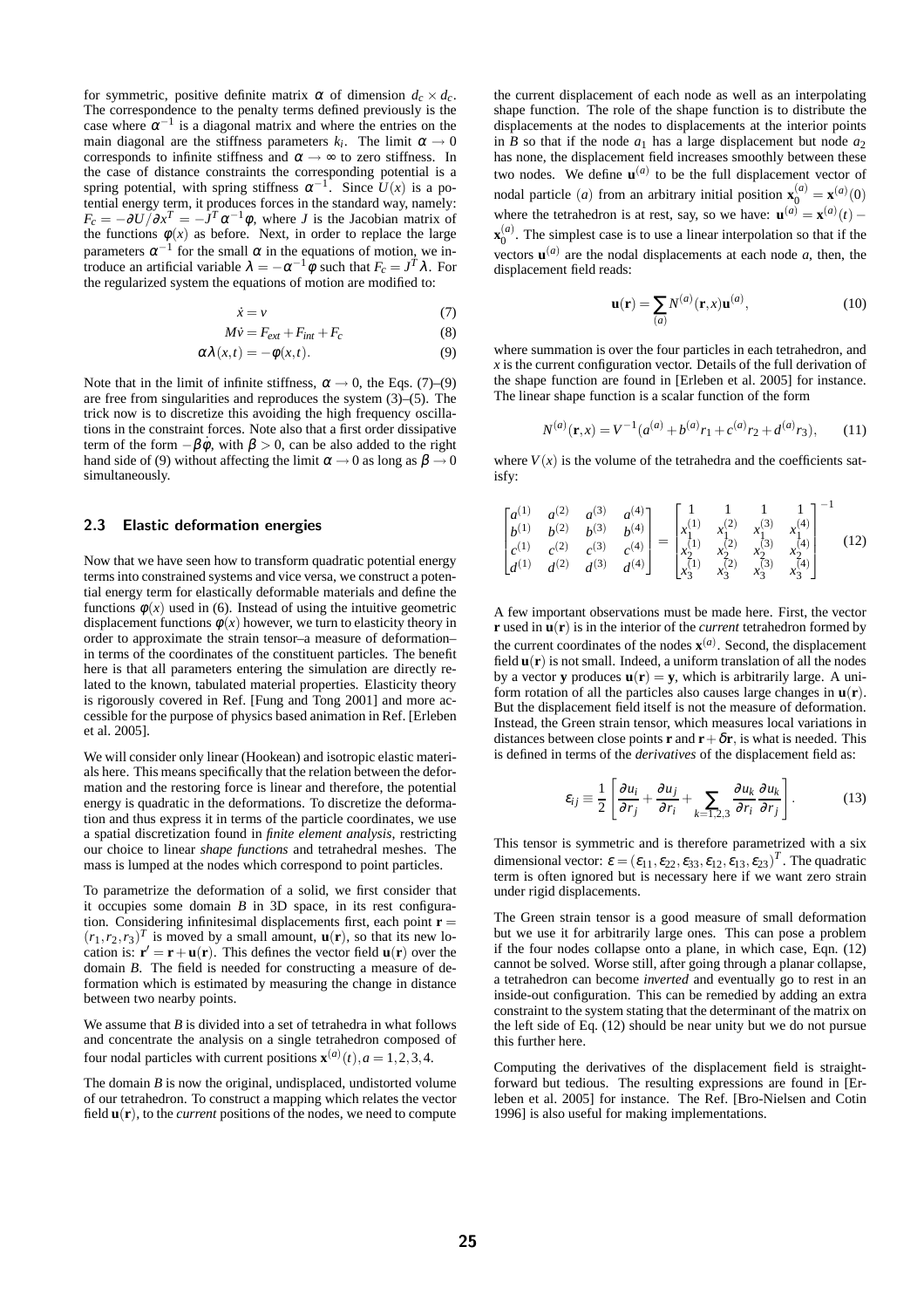for symmetric, positive definite matrix $\alpha$ of dimension $d_c \times d_c$. The correspondence to the penalty terms defined previously is the case where $\alpha^{-1}$ is a diagonal matrix and where the entries on the main diagonal are the stiffness parameters $k_i$. The limit $\alpha \to 0$ corresponds to infinite stiffness and $\alpha \to \infty$ to zero stiffness. In the case of distance constraints the corresponding potential is a spring potential, with spring stiffness $\alpha^{-1}$. Since $U(x)$ is a potential energy term, it produces forces in the standard way, namely: $F_c = -\partial U/\partial x^T = -J^T\alpha^{-1}\phi$, where $J$ is the Jacobian matrix of the functions $\phi(x)$ as before. Next, in order to replace the large parameters $\alpha^{-1}$ for the small $\alpha$ in the equations of motion, we introduce an artificial variable $\lambda = -\alpha^{-1}\phi$ such that $F_c = J^T\lambda$. For the regularized system the equations of motion are modified to:

$$\dot{x} = v \tag{7}$$

$$M\dot{v} = F_{ext} + F_{int} + F_c \tag{8}$$

$$\alpha\lambda(x,t) = -\phi(x,t). \tag{9}$$

Note that in the limit of infinite stiffness, $\alpha \to 0$, the Eqs. (7)–(9) are free from singularities and reproduces the system (3)–(5). The trick now is to discretize this avoiding the high frequency oscillations in the constraint forces. Note also that a first order dissipative term of the form $-\beta\dot{\phi}$, with $\beta > 0$, can be also added to the right hand side of (9) without affecting the limit $\alpha \to 0$ as long as $\beta \to 0$ simultaneously.

## 2.3 Elastic deformation energies

Now that we have seen how to transform quadratic potential energy terms into constrained systems and vice versa, we construct a potential energy term for elastically deformable materials and define the functions $\phi(x)$ used in (6). Instead of using the intuitive geometric displacement functions $\phi(x)$ however, we turn to elasticity theory in order to approximate the strain tensor–a measure of deformation–in terms of the coordinates of the constituent particles. The benefit here is that all parameters entering the simulation are directly related to the known, tabulated material properties. Elasticity theory is rigorously covered in Ref. [Fung and Tong 2001] and more accessible for the purpose of physics based animation in Ref. [Erleben et al. 2005].

We will consider only linear (Hookean) and isotropic elastic materials here. This means specifically that the relation between the deformation and the restoring force is linear and therefore, the potential energy is quadratic in the deformations. To discretize the deformation and thus express it in terms of the particle coordinates, we use a spatial discretization found in *finite element analysis*, restricting our choice to linear *shape functions* and tetrahedral meshes. The mass is lumped at the nodes which correspond to point particles.

To parametrize the deformation of a solid, we first consider that it occupies some domain $B$ in 3D space, in its rest configuration. Considering infinitesimal displacements first, each point $\mathbf{r} = (r_1, r_2, r_3)^T$ is moved by a small amount, $\mathbf{u}(\mathbf{r})$, so that its new location is: $\mathbf{r}' = \mathbf{r} + \mathbf{u}(\mathbf{r})$. This defines the vector field $\mathbf{u}(\mathbf{r})$ over the domain $B$. The field is needed for constructing a measure of deformation which is estimated by measuring the change in distance between two nearby points.

We assume that $B$ is divided into a set of tetrahedra in what follows and concentrate the analysis on a single tetrahedron composed of four nodal particles with current positions $\mathbf{x}^{(a)}(t), a = 1,2,3,4$.

The domain $B$ is now the original, undisplaced, undistorted volume of our tetrahedron. To construct a mapping which relates the vector field $\mathbf{u}(\mathbf{r})$, to the *current* positions of the nodes, we need to compute the current displacement of each node as well as an interpolating shape function. The role of the shape function is to distribute the displacements at the nodes to displacements at the interior points in $B$ so that if the node $a_1$ has a large displacement but node $a_2$ has none, the displacement field increases smoothly between these two nodes. We define $\mathbf{u}^{(a)}$ to be the full displacement vector of nodal particle $(a)$ from an arbitrary initial position $\mathbf{x}_0^{(a)} = \mathbf{x}^{(a)}(0)$ where the tetrahedron is at rest, say, so we have: $\mathbf{u}^{(a)} = \mathbf{x}^{(a)}(t) - \mathbf{x}_0^{(a)}$. The simplest case is to use a linear interpolation so that if the vectors $\mathbf{u}^{(a)}$ are the nodal displacements at each node $a$, then, the displacement field reads:

$$\mathbf{u}(\mathbf{r}) = \sum_{(a)} N^{(a)}(\mathbf{r}, x)\mathbf{u}^{(a)}, \tag{10}$$

where summation is over the four particles in each tetrahedron, and $x$ is the current configuration vector. Details of the full derivation of the shape function are found in [Erleben et al. 2005] for instance. The linear shape function is a scalar function of the form

$$N^{(a)}(\mathbf{r}, x) = V^{-1}(a^{(a)} + b^{(a)}r_1 + c^{(a)}r_2 + d^{(a)}r_3), \tag{11}$$

where $V(x)$ is the volume of the tetrahedra and the coefficients satisfy:

$$\begin{bmatrix} a^{(1)} & a^{(2)} & a^{(3)} & a^{(4)} \\ b^{(1)} & b^{(2)} & b^{(3)} & b^{(4)} \\ c^{(1)} & c^{(2)} & c^{(3)} & c^{(4)} \\ d^{(1)} & d^{(2)} & d^{(3)} & d^{(4)} \end{bmatrix} = \begin{bmatrix} 1 & 1 & 1 & 1 \\ x_1^{(1)} & x_1^{(2)} & x_1^{(3)} & x_1^{(4)} \\ x_2^{(1)} & x_2^{(2)} & x_2^{(3)} & x_2^{(4)} \\ x_3^{(1)} & x_3^{(2)} & x_3^{(3)} & x_3^{(4)} \end{bmatrix}^{-1} \tag{12}$$

A few important observations must be made here. First, the vector $\mathbf{r}$ used in $\mathbf{u}(\mathbf{r})$ is in the interior of the *current* tetrahedron formed by the current coordinates of the nodes $\mathbf{x}^{(a)}$. Second, the displacement field $\mathbf{u}(\mathbf{r})$ is not small. Indeed, a uniform translation of all the nodes by a vector $\mathbf{y}$ produces $\mathbf{u}(\mathbf{r}) = \mathbf{y}$, which is arbitrarily large. A uniform rotation of all the particles also causes large changes in $\mathbf{u}(\mathbf{r})$. But the displacement field itself is not the measure of deformation. Instead, the Green strain tensor, which measures local variations in distances between close points $\mathbf{r}$ and $\mathbf{r} + \delta\mathbf{r}$, is what is needed. This is defined in terms of the *derivatives* of the displacement field as:

$$\varepsilon_{ij} \equiv \frac{1}{2}\left[\frac{\partial u_i}{\partial r_j} + \frac{\partial u_j}{\partial r_i} + \sum_{k=1,2,3}\frac{\partial u_k}{\partial r_i}\frac{\partial u_k}{\partial r_j}\right]. \tag{13}$$

This tensor is symmetric and is therefore parametrized with a six dimensional vector: $\varepsilon = (\varepsilon_{11}, \varepsilon_{22}, \varepsilon_{33}, \varepsilon_{12}, \varepsilon_{13}, \varepsilon_{23})^T$. The quadratic term is often ignored but is necessary here if we want zero strain under rigid displacements.

The Green strain tensor is a good measure of small deformation but we use it for arbitrarily large ones. This can pose a problem if the four nodes collapse onto a plane, in which case, Eqn. (12) cannot be solved. Worse still, after going through a planar collapse, a tetrahedron can become *inverted* and eventually go to rest in an inside-out configuration. This can be remedied by adding an extra constraint to the system stating that the determinant of the matrix on the left side of Eq. (12) should be near unity but we do not pursue this further here.

Computing the derivatives of the displacement field is straightforward but tedious. The resulting expressions are found in [Erleben et al. 2005] for instance. The Ref. [Bro-Nielsen and Cotin 1996] is also useful for making implementations.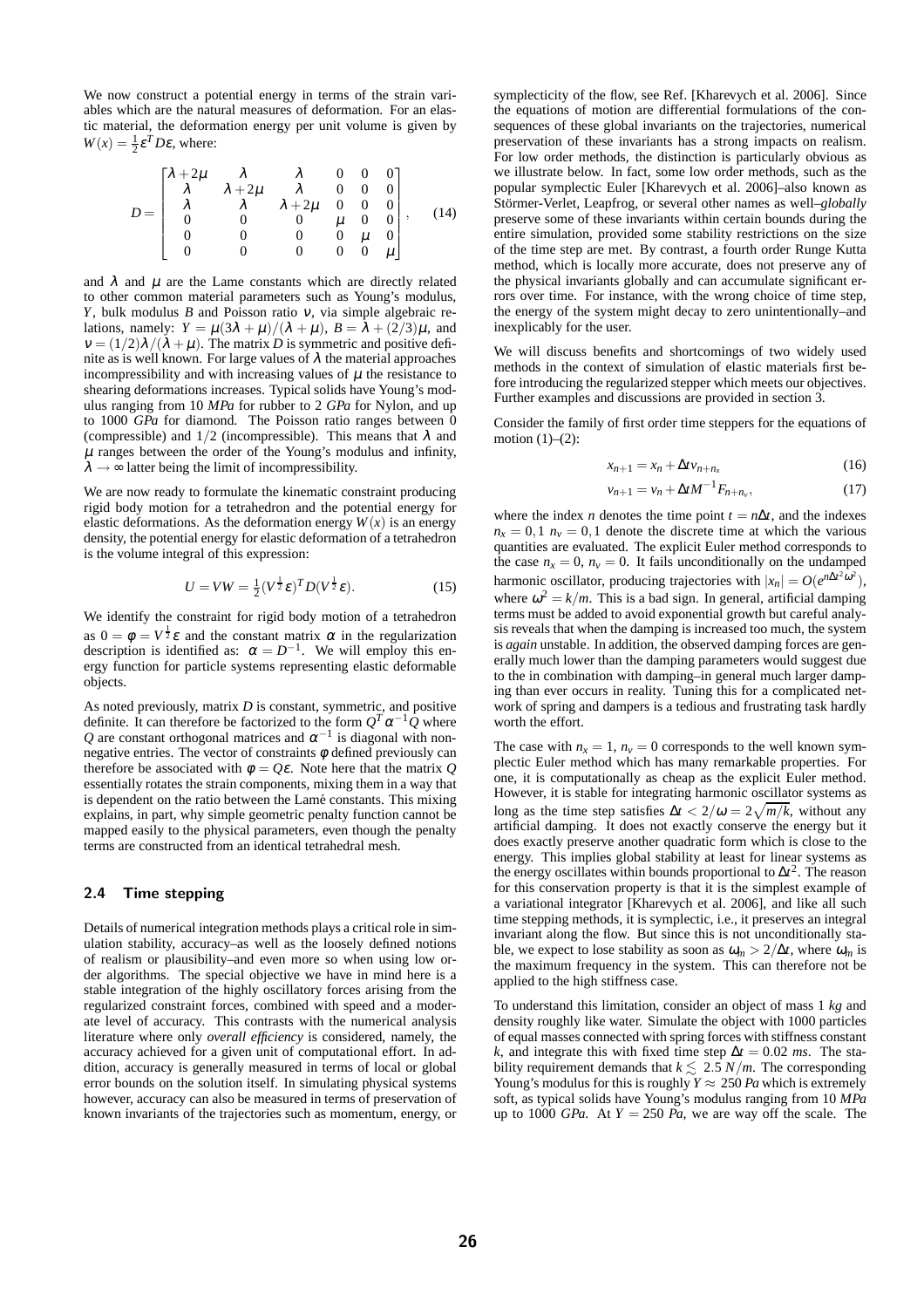We now construct a potential energy in terms of the strain variables which are the natural measures of deformation. For an elastic material, the deformation energy per unit volume is given by $W(x) = \frac{1}{2}\varepsilon^T D\varepsilon$, where:

$$D = \begin{bmatrix} \lambda+2\mu & \lambda & \lambda & 0 & 0 & 0 \\ \lambda & \lambda+2\mu & \lambda & 0 & 0 & 0 \\ \lambda & \lambda & \lambda+2\mu & 0 & 0 & 0 \\ 0 & 0 & 0 & \mu & 0 & 0 \\ 0 & 0 & 0 & 0 & \mu & 0 \\ 0 & 0 & 0 & 0 & 0 & \mu \end{bmatrix}, \qquad (14)$$

and $\lambda$ and $\mu$ are the Lame constants which are directly related to other common material parameters such as Young's modulus, $Y$, bulk modulus $B$ and Poisson ratio $\nu$, via simple algebraic relations, namely: $Y = \mu(3\lambda+\mu)/(\lambda+\mu)$, $B = \lambda + (2/3)\mu$, and $\nu = (1/2)\lambda/(\lambda+\mu)$. The matrix $D$ is symmetric and positive definite as is well known. For large values of $\lambda$ the material approaches incompressibility and with increasing values of $\mu$ the resistance to shearing deformations increases. Typical solids have Young's modulus ranging from 10 *MPa* for rubber to 2 *GPa* for Nylon, and up to 1000 *GPa* for diamond. The Poisson ratio ranges between 0 (compressible) and $1/2$ (incompressible). This means that $\lambda$ and $\mu$ ranges between the order of the Young's modulus and infinity, $\lambda \to \infty$ latter being the limit of incompressibility.

We are now ready to formulate the kinematic constraint producing rigid body motion for a tetrahedron and the potential energy for elastic deformations. As the deformation energy $W(x)$ is an energy density, the potential energy for elastic deformation of a tetrahedron is the volume integral of this expression:

$$U = VW = \tfrac{1}{2}(V^{\frac{1}{2}}\varepsilon)^T D (V^{\frac{1}{2}}\varepsilon). \qquad (15)$$

We identify the constraint for rigid body motion of a tetrahedron as $0 = \phi = V^{\frac{1}{2}}\varepsilon$ and the constant matrix $\alpha$ in the regularization description is identified as: $\alpha = D^{-1}$. We will employ this energy function for particle systems representing elastic deformable objects.

As noted previously, matrix $D$ is constant, symmetric, and positive definite. It can therefore be factorized to the form $Q^T\alpha^{-1}Q$ where $Q$ are constant orthogonal matrices and $\alpha^{-1}$ is diagonal with non-negative entries. The vector of constraints $\phi$ defined previously can therefore be associated with $\phi = Q\varepsilon$. Note here that the matrix $Q$ essentially rotates the strain components, mixing them in a way that is dependent on the ratio between the Lamé constants. This mixing explains, in part, why simple geometric penalty function cannot be mapped easily to the physical parameters, even though the penalty terms are constructed from an identical tetrahedral mesh.

### 2.4 Time stepping

Details of numerical integration methods plays a critical role in simulation stability, accuracy–as well as the loosely defined notions of realism or plausibility–and even more so when using low order algorithms. The special objective we have in mind here is a stable integration of the highly oscillatory forces arising from the regularized constraint forces, combined with speed and a moderate level of accuracy. This contrasts with the numerical analysis literature where only *overall efficiency* is considered, namely, the accuracy achieved for a given unit of computational effort. In addition, accuracy is generally measured in terms of local or global error bounds on the solution itself. In simulating physical systems however, accuracy can also be measured in terms of preservation of known invariants of the trajectories such as momentum, energy, or symplecticity of the flow, see Ref. [Kharevych et al. 2006]. Since the equations of motion are differential formulations of the consequences of these global invariants on the trajectories, numerical preservation of these invariants has a strong impacts on realism. For low order methods, the distinction is particularly obvious as we illustrate below. In fact, some low order methods, such as the popular symplectic Euler [Kharevych et al. 2006]–also known as Störmer-Verlet, Leapfrog, or several other names as well–*globally* preserve some of these invariants within certain bounds during the entire simulation, provided some stability restrictions on the size of the time step are met. By contrast, a fourth order Runge Kutta method, which is locally more accurate, does not preserve any of the physical invariants globally and can accumulate significant errors over time. For instance, with the wrong choice of time step, the energy of the system might decay to zero unintentionally–and inexplicably for the user.

We will discuss benefits and shortcomings of two widely used methods in the context of simulation of elastic materials first before introducing the regularized stepper which meets our objectives. Further examples and discussions are provided in section 3.

Consider the family of first order time steppers for the equations of motion (1)–(2):

$$x_{n+1} = x_n + \Delta t v_{n+n_x} \qquad (16)$$

$$v_{n+1} = v_n + \Delta t M^{-1} F_{n+n_v}, \qquad (17)$$

where the index $n$ denotes the time point $t = n\Delta t$, and the indexes $n_x = 0,1$ $n_v = 0,1$ denote the discrete time at which the various quantities are evaluated. The explicit Euler method corresponds to the case $n_x = 0$, $n_v = 0$. It fails unconditionally on the undamped harmonic oscillator, producing trajectories with $|x_n| = O(e^{n\Delta t^2\omega^2})$, where $\omega^2 = k/m$. This is a bad sign. In general, artificial damping terms must be added to avoid exponential growth but careful analysis reveals that when the damping is increased too much, the system is *again* unstable. In addition, the observed damping forces are generally much lower than the damping parameters would suggest due to the in combination with damping–in general much larger damping than ever occurs in reality. Tuning this for a complicated network of spring and dampers is a tedious and frustrating task hardly worth the effort.

The case with $n_x = 1$, $n_v = 0$ corresponds to the well known symplectic Euler method which has many remarkable properties. For one, it is computationally as cheap as the explicit Euler method. However, it is stable for integrating harmonic oscillator systems as long as the time step satisfies $\Delta t < 2/\omega = 2\sqrt{m/k}$, without any artificial damping. It does not exactly conserve the energy but it does exactly preserve another quadratic form which is close to the energy. This implies global stability at least for linear systems as the energy oscillates within bounds proportional to $\Delta t^2$. The reason for this conservation property is that it is the simplest example of a variational integrator [Kharevych et al. 2006], and like all such time stepping methods, it is symplectic, i.e., it preserves an integral invariant along the flow. But since this is not unconditionally stable, we expect to lose stability as soon as $\omega_m > 2/\Delta t$, where $\omega_m$ is the maximum frequency in the system. This can therefore not be applied to the high stiffness case.

To understand this limitation, consider an object of mass 1 *kg* and density roughly like water. Simulate the object with 1000 particles of equal masses connected with spring forces with stiffness constant $k$, and integrate this with fixed time step $\Delta t = 0.02$ *ms*. The stability requirement demands that $k \lesssim 2.5\ N/m$. The corresponding Young's modulus for this is roughly $Y \approx 250$ *Pa* which is extremely soft, as typical solids have Young's modulus ranging from 10 *MPa* up to 1000 *GPa*. At $Y = 250$ *Pa*, we are way off the scale. The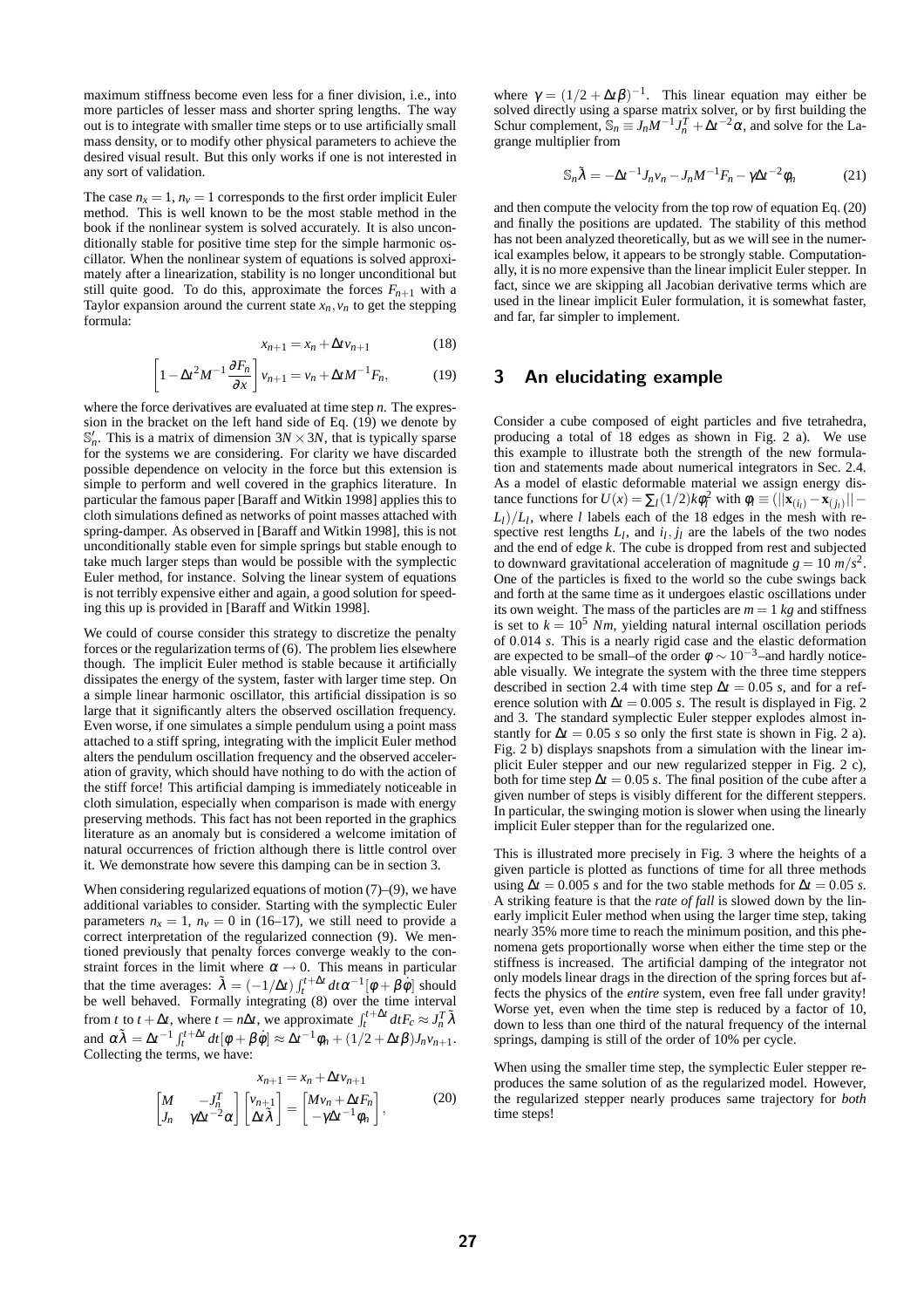maximum stiffness become even less for a finer division, i.e., into more particles of lesser mass and shorter spring lengths. The way out is to integrate with smaller time steps or to use artificially small mass density, or to modify other physical parameters to achieve the desired visual result. But this only works if one is not interested in any sort of validation.

The case $n_x = 1$, $n_v = 1$ corresponds to the first order implicit Euler method. This is well known to be the most stable method in the book if the nonlinear system is solved accurately. It is also unconditionally stable for positive time step for the simple harmonic oscillator. When the nonlinear system of equations is solved approximately after a linearization, stability is no longer unconditional but still quite good. To do this, approximate the forces $F_{n+1}$ with a Taylor expansion around the current state $x_n, v_n$ to get the stepping formula:

$$x_{n+1} = x_n + \Delta t v_{n+1} \tag{18}$$

$$\left[1 - \Delta t^2 M^{-1} \frac{\partial F_n}{\partial x}\right] v_{n+1} = v_n + \Delta t M^{-1} F_n, \tag{19}$$

where the force derivatives are evaluated at time step $n$. The expression in the bracket on the left hand side of Eq. (19) we denote by $\mathbb{S}'_n$. This is a matrix of dimension $3N \times 3N$, that is typically sparse for the systems we are considering. For clarity we have discarded possible dependence on velocity in the force but this extension is simple to perform and well covered in the graphics literature. In particular the famous paper [Baraff and Witkin 1998] applies this to cloth simulations defined as networks of point masses attached with spring-damper. As observed in [Baraff and Witkin 1998], this is not unconditionally stable even for simple springs but stable enough to take much larger steps than would be possible with the symplectic Euler method, for instance. Solving the linear system of equations is not terribly expensive either and again, a good solution for speeding this up is provided in [Baraff and Witkin 1998].

We could of course consider this strategy to discretize the penalty forces or the regularization terms of (6). The problem lies elsewhere though. The implicit Euler method is stable because it artificially dissipates the energy of the system, faster with larger time step. On a simple linear harmonic oscillator, this artificial dissipation is so large that it significantly alters the observed oscillation frequency. Even worse, if one simulates a simple pendulum using a point mass attached to a stiff spring, integrating with the implicit Euler method alters the pendulum oscillation frequency and the observed acceleration of gravity, which should have nothing to do with the action of the stiff force! This artificial damping is immediately noticeable in cloth simulation, especially when comparison is made with energy preserving methods. This fact has not been reported in the graphics literature as an anomaly but is considered a welcome imitation of natural occurrences of friction although there is little control over it. We demonstrate how severe this damping can be in section 3.

When considering regularized equations of motion (7)–(9), we have additional variables to consider. Starting with the symplectic Euler parameters $n_x = 1$, $n_v = 0$ in (16–17), we still need to provide a correct interpretation of the regularized connection (9). We mentioned previously that penalty forces converge weakly to the constraint forces in the limit where $\alpha \to 0$. This means in particular that the time averages: $\tilde{\lambda} = (-1/\Delta t)\int_t^{t+\Delta t} dt \alpha^{-1}[\phi + \beta\dot{\phi}]$ should be well behaved. Formally integrating (8) over the time interval from $t$ to $t + \Delta t$, where $t = n\Delta t$, we approximate $\int_t^{t+\Delta t} dt F_c \approx J_n^T \tilde{\lambda}$ and $\alpha\tilde{\lambda} = \Delta t^{-1}\int_t^{t+\Delta t} dt[\phi + \beta\dot{\phi}] \approx \Delta t^{-1}\phi_n + (1/2 + \Delta t\beta) J_n v_{n+1}$. Collecting the terms, we have:

$$x_{n+1} = x_n + \Delta t v_{n+1}$$

$$\begin{bmatrix} M & -J_n^T \\ J_n & \gamma\Delta t^{-2}\alpha \end{bmatrix} \begin{bmatrix} v_{n+1} \\ \Delta t\tilde{\lambda} \end{bmatrix} = \begin{bmatrix} M v_n + \Delta t F_n \\ -\gamma\Delta t^{-1}\phi_n \end{bmatrix}, \tag{20}$$

where $\gamma = (1/2 + \Delta t\beta)^{-1}$. This linear equation may either be solved directly using a sparse matrix solver, or by first building the Schur complement, $\mathbb{S}_n \equiv J_n M^{-1} J_n^T + \Delta t^{-2}\alpha$, and solve for the Lagrange multiplier from

$$\mathbb{S}_n \tilde{\lambda} = -\Delta t^{-1} J_n v_n - J_n M^{-1} F_n - \gamma\Delta t^{-2}\phi_n \tag{21}$$

and then compute the velocity from the top row of equation Eq. (20) and finally the positions are updated. The stability of this method has not been analyzed theoretically, but as we will see in the numerical examples below, it appears to be strongly stable. Computationally, it is no more expensive than the linear implicit Euler stepper. In fact, since we are skipping all Jacobian derivative terms which are used in the linear implicit Euler formulation, it is somewhat faster, and far, far simpler to implement.

## 3 An elucidating example

Consider a cube composed of eight particles and five tetrahedra, producing a total of 18 edges as shown in Fig. 2 a). We use this example to illustrate both the strength of the new formulation and statements made about numerical integrators in Sec. 2.4. As a model of elastic deformable material we assign energy distance functions for $U(x) = \sum_l (1/2)k\phi_l^2$ with $\phi_l \equiv (||\mathbf{x}_{(i_l)} - \mathbf{x}_{(j_l)}|| - L_l)/L_l$, where $l$ labels each of the 18 edges in the mesh with respective rest lengths $L_l$, and $i_l, j_l$ are the labels of the two nodes and the end of edge $k$. The cube is dropped from rest and subjected to downward gravitational acceleration of magnitude $g = 10\ m/s^2$. One of the particles is fixed to the world so the cube swings back and forth at the same time as it undergoes elastic oscillations under its own weight. The mass of the particles are $m = 1\ kg$ and stiffness is set to $k = 10^5\ Nm$, yielding natural internal oscillation periods of $0.014\ s$. This is a nearly rigid case and the elastic deformation are expected to be small–of the order $\phi \sim 10^{-3}$–and hardly noticeable visually. We integrate the system with the three time steppers described in section 2.4 with time step $\Delta t = 0.05\ s$, and for a reference solution with $\Delta t = 0.005\ s$. The result is displayed in Fig. 2 and 3. The standard symplectic Euler stepper explodes almost instantly for $\Delta t = 0.05\ s$ so only the first state is shown in Fig. 2 a). Fig. 2 b) displays snapshots from a simulation with the linear implicit Euler stepper and our new regularized stepper in Fig. 2 c), both for time step $\Delta t = 0.05\ s$. The final position of the cube after a given number of steps is visibly different for the different steppers. In particular, the swinging motion is slower when using the linearly implicit Euler stepper than for the regularized one.

This is illustrated more precisely in Fig. 3 where the heights of a given particle is plotted as functions of time for all three methods using $\Delta t = 0.005\ s$ and for the two stable methods for $\Delta t = 0.05\ s$. A striking feature is that the *rate of fall* is slowed down by the linearly implicit Euler method when using the larger time step, taking nearly 35% more time to reach the minimum position, and this phenomena gets proportionally worse when either the time step or the stiffness is increased. The artificial damping of the integrator not only models linear drags in the direction of the spring forces but affects the physics of the *entire* system, even free fall under gravity! Worse yet, even when the time step is reduced by a factor of 10, down to less than one third of the natural frequency of the internal springs, damping is still of the order of 10% per cycle.

When using the smaller time step, the symplectic Euler stepper reproduces the same solution of as the regularized model. However, the regularized stepper nearly produces same trajectory for *both* time steps!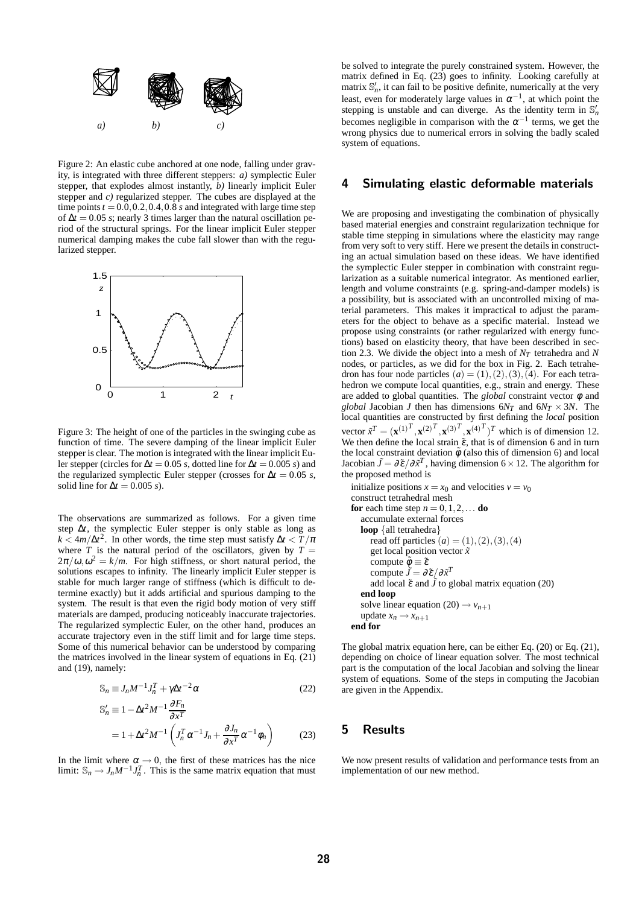Figure 2: An elastic cube anchored at one node, falling under gravity, is integrated with three different steppers: *a)* symplectic Euler stepper, that explodes almost instantly, *b)* linearly implicit Euler stepper and *c)* regularized stepper. The cubes are displayed at the time points $t = 0.0, 0.2, 0.4, 0.8$ *s* and integrated with large time step of $\Delta t = 0.05$ *s*; nearly 3 times larger than the natural oscillation period of the structural springs. For the linear implicit Euler stepper numerical damping makes the cube fall slower than with the regularized stepper.

Figure 3: The height of one of the particles in the swinging cube as function of time. The severe damping of the linear implicit Euler stepper is clear. The motion is integrated with the linear implicit Euler stepper (circles for $\Delta t = 0.05$ *s*, dotted line for $\Delta t = 0.005$ *s*) and the regularized symplectic Euler stepper (crosses for $\Delta t = 0.05$ *s*, solid line for $\Delta t = 0.005$ *s*).

The observations are summarized as follows. For a given time step $\Delta t$, the symplectic Euler stepper is only stable as long as $k < 4m/\Delta t^2$. In other words, the time step must satisfy $\Delta t < T/\pi$ where $T$ is the natural period of the oscillators, given by $T = 2\pi/\omega, \omega^2 = k/m$. For high stiffness, or short natural period, the solutions escapes to infinity. The linearly implicit Euler stepper is stable for much larger range of stiffness (which is difficult to determine exactly) but it adds artificial and spurious damping to the system. The result is that even the rigid body motion of very stiff materials are damped, producing noticeably inaccurate trajectories. The regularized symplectic Euler, on the other hand, produces an accurate trajectory even in the stiff limit and for large time steps. Some of this numerical behavior can be understood by comparing the matrices involved in the linear system of equations in Eq. (21) and (19), namely:

$$\mathbb{S}_n \equiv J_n M^{-1} J_n^T + \gamma \Delta t^{-2} \alpha \tag{22}$$

$$\begin{aligned} \mathbb{S}'_n &\equiv 1 - \Delta t^2 M^{-1} \frac{\partial F_n}{\partial x^T} \\ &= 1 + \Delta t^2 M^{-1} \left( J_n^T \alpha^{-1} J_n + \frac{\partial J_n}{\partial x^T} \alpha^{-1} \phi_n \right) \end{aligned} \tag{23}$$

In the limit where $\alpha \to 0$, the first of these matrices has the nice limit: $\mathbb{S}_n \to J_n M^{-1} J_n^T$. This is the same matrix equation that must be solved to integrate the purely constrained system. However, the matrix defined in Eq. (23) goes to infinity. Looking carefully at matrix $\mathbb{S}'_n$, it can fail to be positive definite, numerically at the very least, even for moderately large values in $\alpha^{-1}$, at which point the stepping is unstable and can diverge. As the identity term in $\mathbb{S}'_n$ becomes negligible in comparison with the $\alpha^{-1}$ terms, we get the wrong physics due to numerical errors in solving the badly scaled system of equations.

## 4 Simulating elastic deformable materials

We are proposing and investigating the combination of physically based material energies and constraint regularization technique for stable time stepping in simulations where the elasticity may range from very soft to very stiff. Here we present the details in constructing an actual simulation based on these ideas. We have identified the symplectic Euler stepper in combination with constraint regularization as a suitable numerical integrator. As mentioned earlier, length and volume constraints (e.g. spring-and-damper models) is a possibility, but is associated with an uncontrolled mixing of material parameters. This makes it impractical to adjust the parameters for the object to behave as a specific material. Instead we propose using constraints (or rather regularized with energy functions) based on elasticity theory, that have been described in section 2.3. We divide the object into a mesh of $N_T$ tetrahedra and $N$ nodes, or particles, as we did for the box in Fig. 2. Each tetrahedron has four node particles $(a) = (1), (2), (3), (4)$. For each tetrahedron we compute local quantities, e.g., strain and energy. These are added to global quantities. The *global* constraint vector $\phi$ and *global* Jacobian $J$ then has dimensions $6N_T$ and $6N_T \times 3N$. The local quantities are constructed by first defining the *local* position vector $\tilde{x}^T = (\mathbf{x}^{(1)^T}, \mathbf{x}^{(2)^T}, \mathbf{x}^{(3)^T}, \mathbf{x}^{(4)^T})^T$ which is of dimension 12. We then define the local strain $\tilde{\varepsilon}$, that is of dimension 6 and in turn the local constraint deviation $\tilde{\phi}$ (also this of dimension 6) and local Jacobian $\tilde{J} = \partial \tilde{\varepsilon} / \partial \tilde{x}^T$, having dimension $6 \times 12$. The algorithm for the proposed method is

initialize positions $x = x_0$ and velocities $v = v_0$
construct tetrahedral mesh
**for** each time step $n = 0, 1, 2, \ldots$ **do**
  accumulate external forces
  **loop** {all tetrahedra}
    read off particles $(a) = (1), (2), (3), (4)$
    get local position vector $\tilde{x}$
    compute $\tilde{\phi} \equiv \tilde{\varepsilon}$
    compute $\tilde{J} = \partial \tilde{\varepsilon} / \partial \tilde{x}^T$
    add local $\tilde{\varepsilon}$ and $\tilde{J}$ to global matrix equation (20)
  **end loop**
  solve linear equation (20) $\to v_{n+1}$
  update $x_n \to x_{n+1}$
**end for**

The global matrix equation here, can be either Eq. (20) or Eq. (21), depending on choice of linear equation solver. The most technical part is the computation of the local Jacobian and solving the linear system of equations. Some of the steps in computing the Jacobian are given in the Appendix.

## 5 Results

We now present results of validation and performance tests from an implementation of our new method.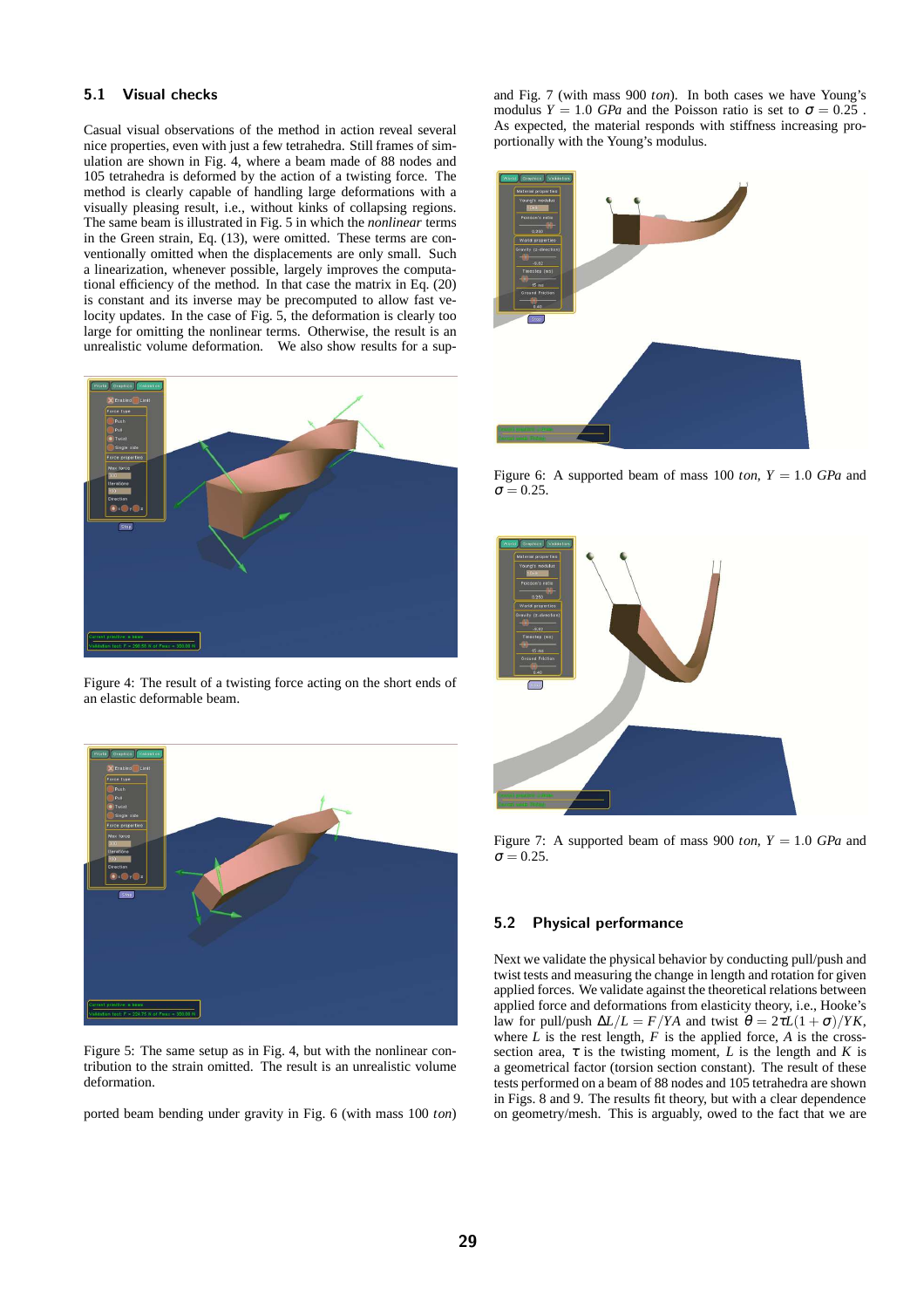### 5.1 Visual checks

Casual visual observations of the method in action reveal several nice properties, even with just a few tetrahedra. Still frames of simulation are shown in Fig. 4, where a beam made of 88 nodes and 105 tetrahedra is deformed by the action of a twisting force. The method is clearly capable of handling large deformations with a visually pleasing result, i.e., without kinks of collapsing regions. The same beam is illustrated in Fig. 5 in which the *nonlinear* terms in the Green strain, Eq. (13), were omitted. These terms are conventionally omitted when the displacements are only small. Such a linearization, whenever possible, largely improves the computational efficiency of the method. In that case the matrix in Eq. (20) is constant and its inverse may be precomputed to allow fast velocity updates. In the case of Fig. 5, the deformation is clearly too large for omitting the nonlinear terms. Otherwise, the result is an unrealistic volume deformation. We also show results for a supported beam bending under gravity in Fig. 6 (with mass 100 *ton*) and Fig. 7 (with mass 900 *ton*). In both cases we have Young's modulus $Y = 1.0$ *GPa* and the Poisson ratio is set to $\sigma = 0.25$ . As expected, the material responds with stiffness increasing proportionally with the Young's modulus.

Figure 4: The result of a twisting force acting on the short ends of an elastic deformable beam.

Figure 5: The same setup as in Fig. 4, but with the nonlinear contribution to the strain omitted. The result is an unrealistic volume deformation.

Figure 6: A supported beam of mass 100 *ton*, $Y = 1.0$ *GPa* and $\sigma = 0.25$.

Figure 7: A supported beam of mass 900 *ton*, $Y = 1.0$ *GPa* and $\sigma = 0.25$.

### 5.2 Physical performance

Next we validate the physical behavior by conducting pull/push and twist tests and measuring the change in length and rotation for given applied forces. We validate against the theoretical relations between applied force and deformations from elasticity theory, i.e., Hooke's law for pull/push $\Delta L/L = F/YA$ and twist $\theta = 2\tau L(1+\sigma)/YK$, where $L$ is the rest length, $F$ is the applied force, $A$ is the cross-section area, $\tau$ is the twisting moment, $L$ is the length and $K$ is a geometrical factor (torsion section constant). The result of these tests performed on a beam of 88 nodes and 105 tetrahedra are shown in Figs. 8 and 9. The results fit theory, but with a clear dependence on geometry/mesh. This is arguably, owed to the fact that we are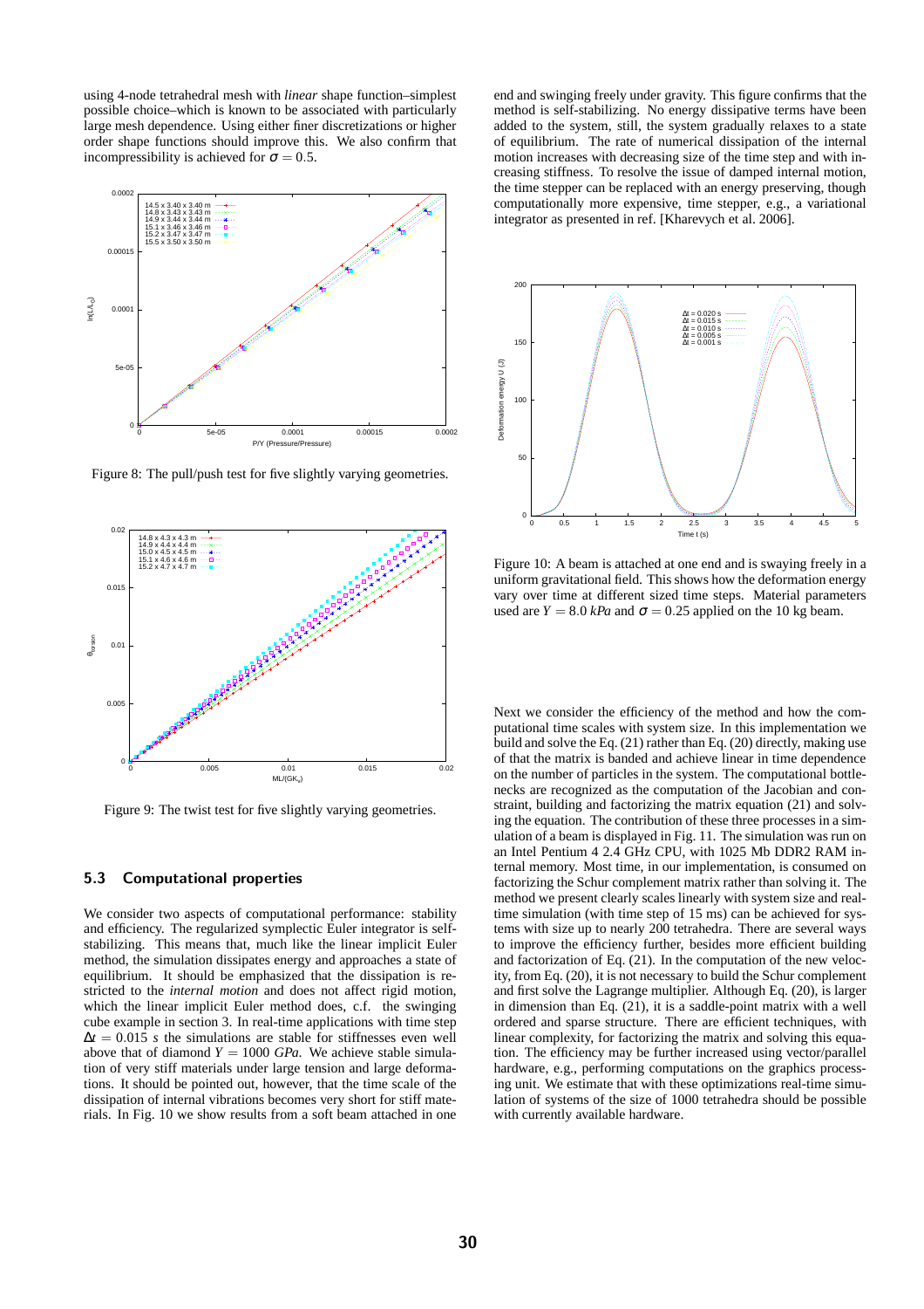using 4-node tetrahedral mesh with *linear* shape function–simplest possible choice–which is known to be associated with particularly large mesh dependence. Using either finer discretizations or higher order shape functions should improve this. We also confirm that incompressibility is achieved for $\sigma = 0.5$.

Figure 8: The pull/push test for five slightly varying geometries.

Figure 9: The twist test for five slightly varying geometries.

### 5.3 Computational properties

We consider two aspects of computational performance: stability and efficiency. The regularized symplectic Euler integrator is self-stabilizing. This means that, much like the linear implicit Euler method, the simulation dissipates energy and approaches a state of equilibrium. It should be emphasized that the dissipation is restricted to the *internal motion* and does not affect rigid motion, which the linear implicit Euler method does, c.f. the swinging cube example in section 3. In real-time applications with time step $\Delta t = 0.015$ *s* the simulations are stable for stiffnesses even well above that of diamond $Y = 1000$ *GPa*. We achieve stable simulation of very stiff materials under large tension and large deformations. It should be pointed out, however, that the time scale of the dissipation of internal vibrations becomes very short for stiff materials. In Fig. 10 we show results from a soft beam attached in one end and swinging freely under gravity. This figure confirms that the method is self-stabilizing. No energy dissipative terms have been added to the system, still, the system gradually relaxes to a state of equilibrium. The rate of numerical dissipation of the internal motion increases with decreasing size of the time step and with increasing stiffness. To resolve the issue of damped internal motion, the time stepper can be replaced with an energy preserving, though computationally more expensive, time stepper, e.g., a variational integrator as presented in ref. [Kharevych et al. 2006].

Figure 10: A beam is attached at one end and is swaying freely in a uniform gravitational field. This shows how the deformation energy vary over time at different sized time steps. Material parameters used are $Y = 8.0$ *kPa* and $\sigma = 0.25$ applied on the 10 kg beam.

Next we consider the efficiency of the method and how the computational time scales with system size. In this implementation we build and solve the Eq. (21) rather than Eq. (20) directly, making use of that the matrix is banded and achieve linear in time dependence on the number of particles in the system. The computational bottlenecks are recognized as the computation of the Jacobian and constraint, building and factorizing the matrix equation (21) and solving the equation. The contribution of these three processes in a simulation of a beam is displayed in Fig. 11. The simulation was run on an Intel Pentium 4 2.4 GHz CPU, with 1025 Mb DDR2 RAM internal memory. Most time, in our implementation, is consumed on factorizing the Schur complement matrix rather than solving it. The method we present clearly scales linearly with system size and real-time simulation (with time step of 15 ms) can be achieved for systems with size up to nearly 200 tetrahedra. There are several ways to improve the efficiency further, besides more efficient building and factorization of Eq. (21). In the computation of the new velocity, from Eq. (20), it is not necessary to build the Schur complement and first solve the Lagrange multiplier. Although Eq. (20), is larger in dimension than Eq. (21), it is a saddle-point matrix with a well ordered and sparse structure. There are efficient techniques, with linear complexity, for factorizing the matrix and solving this equation. The efficiency may be further increased using vector/parallel hardware, e.g., performing computations on the graphics processing unit. We estimate that with these optimizations real-time simulation of systems of the size of 1000 tetrahedra should be possible with currently available hardware.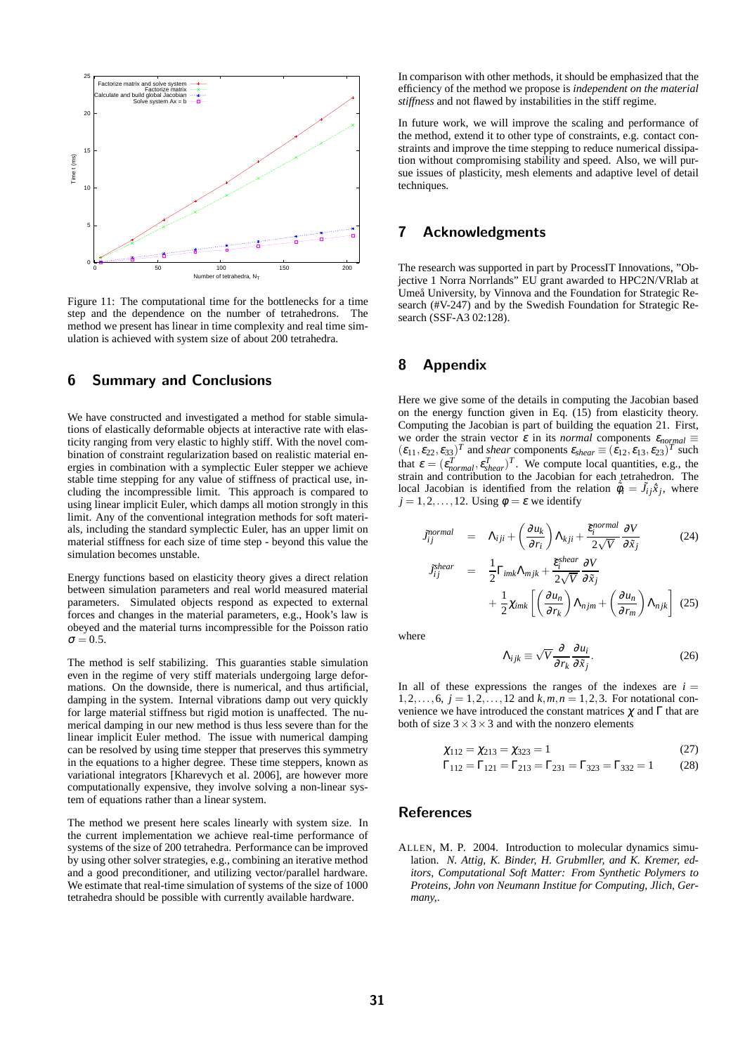Figure 11: The computational time for the bottlenecks for a time step and the dependence on the number of tetrahedrons. The method we present has linear in time complexity and real time simulation is achieved with system size of about 200 tetrahedra.

## 6 Summary and Conclusions

We have constructed and investigated a method for stable simulations of elastically deformable objects at interactive rate with elasticity ranging from very elastic to highly stiff. With the novel combination of constraint regularization based on realistic material energies in combination with a symplectic Euler stepper we achieve stable time stepping for any value of stiffness of practical use, including the incompressible limit. This approach is compared to using linear implicit Euler, which damps all motion strongly in this limit. Any of the conventional integration methods for soft materials, including the standard symplectic Euler, has an upper limit on material stiffness for each size of time step - beyond this value the simulation becomes unstable.

Energy functions based on elasticity theory gives a direct relation between simulation parameters and real world measured material parameters. Simulated objects respond as expected to external forces and changes in the material parameters, e.g., Hook's law is obeyed and the material turns incompressible for the Poisson ratio $\sigma = 0.5$.

The method is self stabilizing. This guaranties stable simulation even in the regime of very stiff materials undergoing large deformations. On the downside, there is numerical, and thus artificial, damping in the system. Internal vibrations damp out very quickly for large material stiffness but rigid motion is unaffected. The numerical damping in our new method is thus less severe than for the linear implicit Euler method. The issue with numerical damping can be resolved by using time stepper that preserves this symmetry in the equations to a higher degree. These time steppers, known as variational integrators [Kharevych et al. 2006], are however more computationally expensive, they involve solving a non-linear system of equations rather than a linear system.

The method we present here scales linearly with system size. In the current implementation we achieve real-time performance of systems of the size of 200 tetrahedra. Performance can be improved by using other solver strategies, e.g., combining an iterative method and a good preconditioner, and utilizing vector/parallel hardware. We estimate that real-time simulation of systems of the size of 1000 tetrahedra should be possible with currently available hardware.

In comparison with other methods, it should be emphasized that the efficiency of the method we propose is *independent on the material stiffness* and not flawed by instabilities in the stiff regime.

In future work, we will improve the scaling and performance of the method, extend it to other type of constraints, e.g. contact constraints and improve the time stepping to reduce numerical dissipation without compromising stability and speed. Also, we will pursue issues of plasticity, mesh elements and adaptive level of detail techniques.

## 7 Acknowledgments

The research was supported in part by ProcessIT Innovations, "Objective 1 Norra Norrlands" EU grant awarded to HPC2N/VRlab at Umeå University, by Vinnova and the Foundation for Strategic Research (#V-247) and by the Swedish Foundation for Strategic Research (SSF-A3 02:128).

## 8 Appendix

Here we give some of the details in computing the Jacobian based on the energy function given in Eq. (15) from elasticity theory. Computing the Jacobian is part of building the equation 21. First, we order the strain vector $\varepsilon$ in its *normal* components $\varepsilon_{normal} \equiv (\varepsilon_{11}, \varepsilon_{22}, \varepsilon_{33})^T$ and *shear* components $\varepsilon_{shear} \equiv (\varepsilon_{12}, \varepsilon_{13}, \varepsilon_{23})^T$ such that $\varepsilon = (\varepsilon^T_{normal}, \varepsilon^T_{shear})^T$. We compute local quantities, e.g., the strain and contribution to the Jacobian for each tetrahedron. The local Jacobian is identified from the relation $\dot{\tilde{\phi}}_i = \tilde{J}_{ij}\dot{\tilde{x}}_j$, where $j = 1, 2, \ldots, 12$. Using $\phi = \varepsilon$ we identify

$$\tilde{J}^{normal}_{ij} = \Lambda_{iji} + \left(\frac{\partial u_k}{\partial r_i}\right)\Lambda_{kji} + \frac{\tilde{\varepsilon}^{normal}_i}{2\sqrt{V}}\frac{\partial V}{\partial \tilde{x}_j} \tag{24}$$

$$\begin{aligned}\tilde{J}^{shear}_{ij} &= \frac{1}{2}\Gamma_{imk}\Lambda_{mjk} + \frac{\tilde{\varepsilon}^{shear}_i}{2\sqrt{V}}\frac{\partial V}{\partial \tilde{x}_j} \\ &+ \frac{1}{2}\chi_{imk}\left[\left(\frac{\partial u_n}{\partial r_k}\right)\Lambda_{njm} + \left(\frac{\partial u_n}{\partial r_m}\right)\Lambda_{njk}\right]\end{aligned} \tag{25}$$

where

$$\Lambda_{ijk} \equiv \sqrt{V}\frac{\partial}{\partial r_k}\frac{\partial u_i}{\partial \tilde{x}_j}. \tag{26}$$

In all of these expressions the ranges of the indexes are $i = 1, 2, \ldots, 6$, $j = 1, 2, \ldots, 12$ and $k, m, n = 1, 2, 3$. For notational convenience we have introduced the constant matrices $\chi$ and $\Gamma$ that are both of size $3 \times 3 \times 3$ and with the nonzero elements

$$\chi_{112} = \chi_{213} = \chi_{323} = 1 \tag{27}$$

$$\Gamma_{112} = \Gamma_{121} = \Gamma_{213} = \Gamma_{231} = \Gamma_{323} = \Gamma_{332} = 1 \tag{28}$$

## References

ALLEN, M. P. 2004. Introduction to molecular dynamics simulation. *N. Attig, K. Binder, H. Grubmller, and K. Kremer, editors, Computational Soft Matter: From Synthetic Polymers to Proteins, John von Neumann Institue for Computing, Jlich, Germany,*.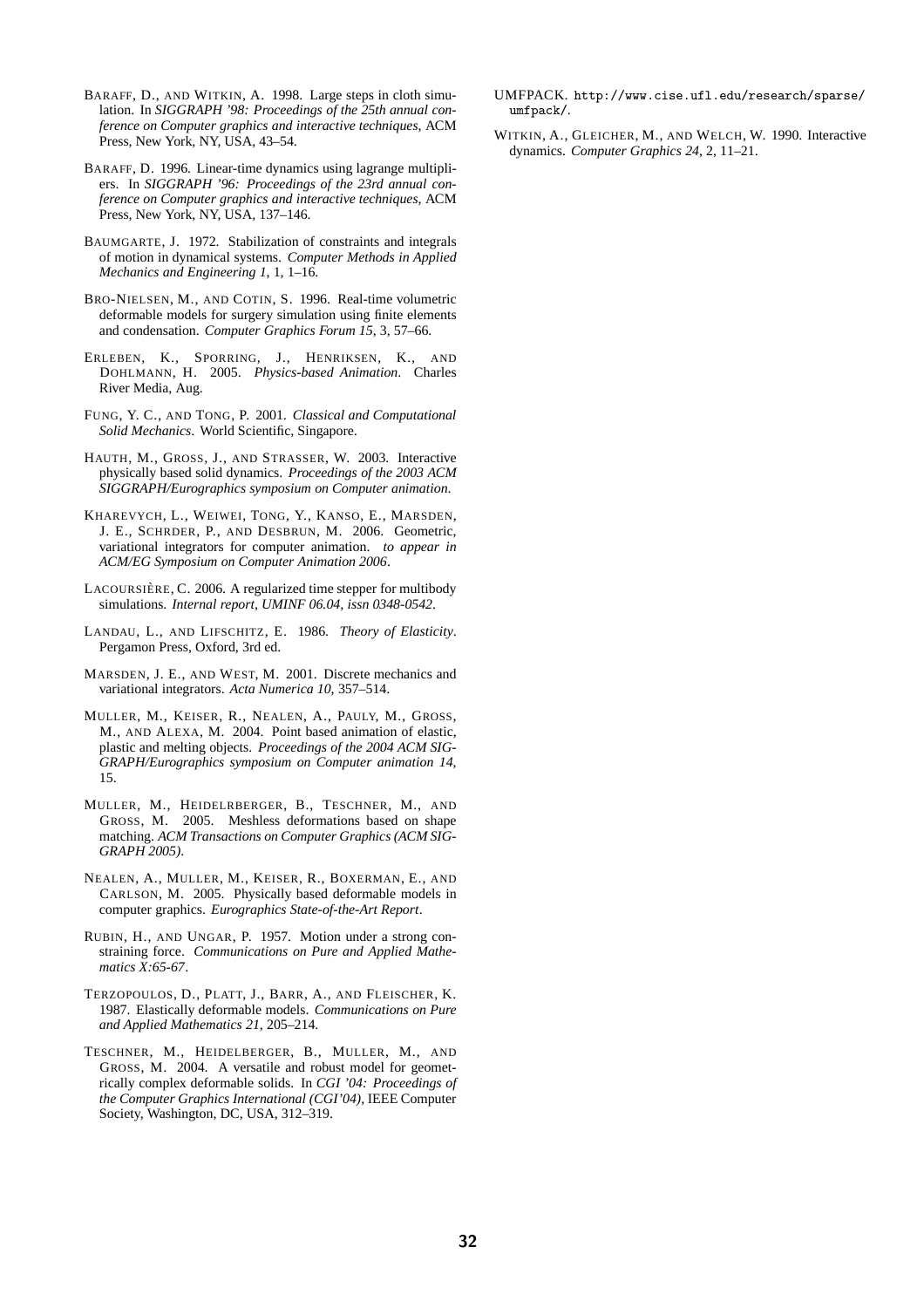BARAFF, D., AND WITKIN, A. 1998. Large steps in cloth simulation. In *SIGGRAPH '98: Proceedings of the 25th annual conference on Computer graphics and interactive techniques*, ACM Press, New York, NY, USA, 43–54.

BARAFF, D. 1996. Linear-time dynamics using lagrange multipliers. In *SIGGRAPH '96: Proceedings of the 23rd annual conference on Computer graphics and interactive techniques*, ACM Press, New York, NY, USA, 137–146.

BAUMGARTE, J. 1972. Stabilization of constraints and integrals of motion in dynamical systems. *Computer Methods in Applied Mechanics and Engineering 1*, 1, 1–16.

BRO-NIELSEN, M., AND COTIN, S. 1996. Real-time volumetric deformable models for surgery simulation using finite elements and condensation. *Computer Graphics Forum 15*, 3, 57–66.

ERLEBEN, K., SPORRING, J., HENRIKSEN, K., AND DOHLMANN, H. 2005. *Physics-based Animation*. Charles River Media, Aug.

FUNG, Y. C., AND TONG, P. 2001. *Classical and Computational Solid Mechanics*. World Scientific, Singapore.

HAUTH, M., GROSS, J., AND STRASSER, W. 2003. Interactive physically based solid dynamics. *Proceedings of the 2003 ACM SIGGRAPH/Eurographics symposium on Computer animation*.

KHAREVYCH, L., WEIWEI, TONG, Y., KANSO, E., MARSDEN, J. E., SCHRDER, P., AND DESBRUN, M. 2006. Geometric, variational integrators for computer animation. *to appear in ACM/EG Symposium on Computer Animation 2006*.

LACOURSIÈRE, C. 2006. A regularized time stepper for multibody simulations. *Internal report, UMINF 06.04, issn 0348-0542*.

LANDAU, L., AND LIFSCHITZ, E. 1986. *Theory of Elasticity*. Pergamon Press, Oxford, 3rd ed.

MARSDEN, J. E., AND WEST, M. 2001. Discrete mechanics and variational integrators. *Acta Numerica 10*, 357–514.

MULLER, M., KEISER, R., NEALEN, A., PAULY, M., GROSS, M., AND ALEXA, M. 2004. Point based animation of elastic, plastic and melting objects. *Proceedings of the 2004 ACM SIGGRAPH/Eurographics symposium on Computer animation 14*, 15.

MULLER, M., HEIDELRBERGER, B., TESCHNER, M., AND GROSS, M. 2005. Meshless deformations based on shape matching. *ACM Transactions on Computer Graphics (ACM SIGGRAPH 2005)*.

NEALEN, A., MULLER, M., KEISER, R., BOXERMAN, E., AND CARLSON, M. 2005. Physically based deformable models in computer graphics. *Eurographics State-of-the-Art Report*.

RUBIN, H., AND UNGAR, P. 1957. Motion under a strong constraining force. *Communications on Pure and Applied Mathematics X:65-67*.

TERZOPOULOS, D., PLATT, J., BARR, A., AND FLEISCHER, K. 1987. Elastically deformable models. *Communications on Pure and Applied Mathematics 21*, 205–214.

TESCHNER, M., HEIDELBERGER, B., MULLER, M., AND GROSS, M. 2004. A versatile and robust model for geometrically complex deformable solids. In *CGI '04: Proceedings of the Computer Graphics International (CGI'04)*, IEEE Computer Society, Washington, DC, USA, 312–319.

UMFPACK. `http://www.cise.ufl.edu/research/sparse/umfpack/`.

WITKIN, A., GLEICHER, M., AND WELCH, W. 1990. Interactive dynamics. *Computer Graphics 24*, 2, 11–21.